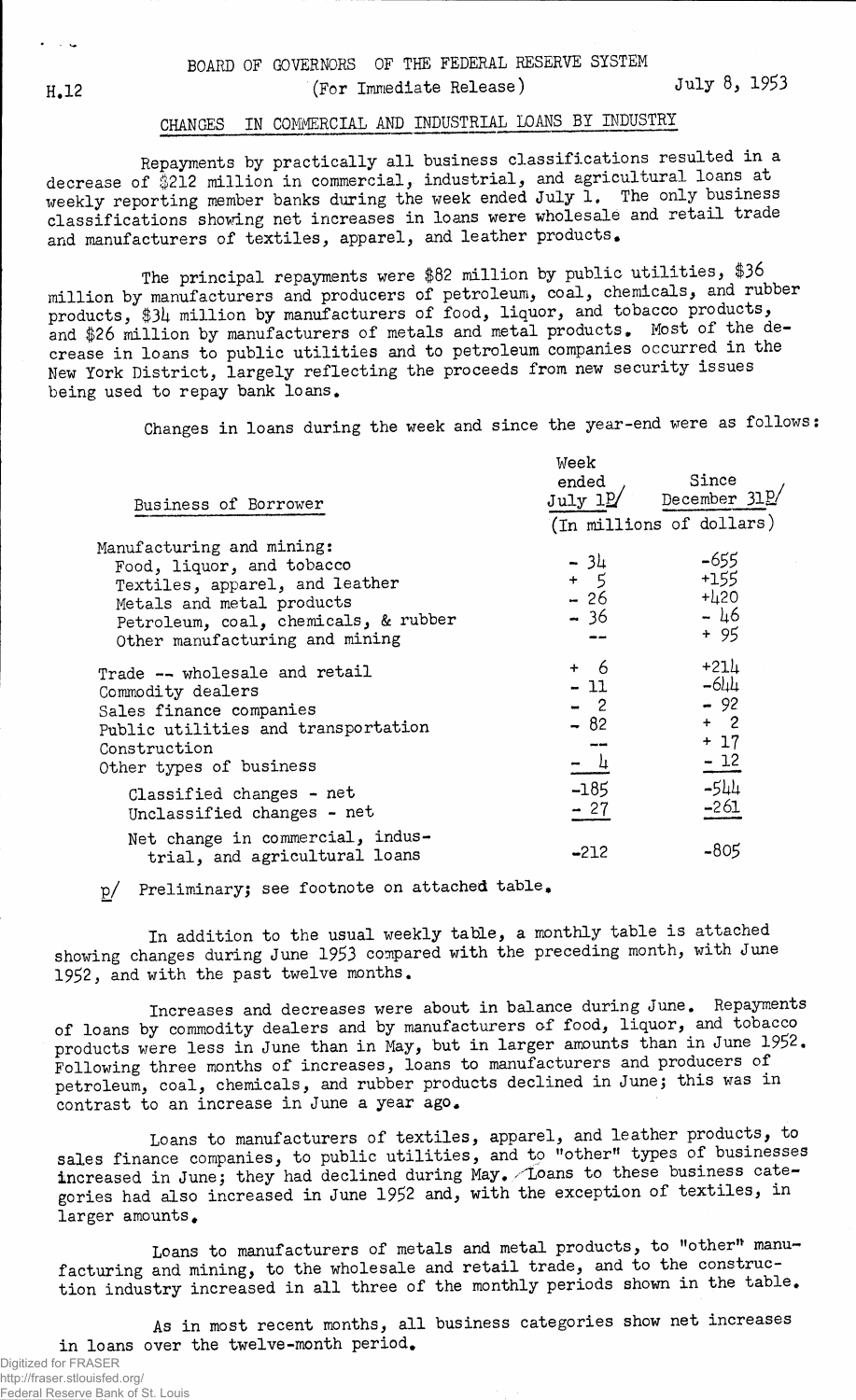H.12

BOARD OF GOVERNORS OF THE FEDERAL RESERVE SYSTEM
(For Immediate Release)

July 8, 1953

## CHANGES IN COMMERCIAL AND INDUSTRIAL LOANS BY INDUSTRY

Repayments by practically all business classifications resulted in a decrease of $212 million in commercial, industrial, and agricultural loans at weekly reporting member banks during the week ended July 1. The only business classifications showing net increases in loans were wholesale and retail trade and manufacturers of textiles, apparel, and leather products.

The principal repayments were $82 million by public utilities, $36 million by manufacturers and producers of petroleum, coal, chemicals, and rubber products, $34 million by manufacturers of food, liquor, and tobacco products, and $26 million by manufacturers of metals and metal products. Most of the decrease in loans to public utilities and to petroleum companies occurred in the New York District, largely reflecting the proceeds from new security issues being used to repay bank loans.

Changes in loans during the week and since the year-end were as follows:

| Business of Borrower | Week ended July 1p/ | Since December 31p/ |
|---|---|---|
| | (In millions of dollars) | |
| Manufacturing and mining: | | |
| Food, liquor, and tobacco | - 34 | -655 |
| Textiles, apparel, and leather | + 5 | +155 |
| Metals and metal products | - 26 | +420 |
| Petroleum, coal, chemicals, & rubber | - 36 | - 46 |
| Other manufacturing and mining | -- | + 95 |
| Trade -- wholesale and retail | + 6 | +214 |
| Commodity dealers | - 11 | -644 |
| Sales finance companies | - 2 | - 92 |
| Public utilities and transportation | - 82 | + 2 |
| Construction | -- | + 17 |
| Other types of business | - 4 | - 12 |
| Classified changes - net | -185 | -544 |
| Unclassified changes - net | - 27 | -261 |
| Net change in commercial, industrial, and agricultural loans | -212 | -805 |

p/ Preliminary; see footnote on attached table.

In addition to the usual weekly table, a monthly table is attached showing changes during June 1953 compared with the preceding month, with June 1952, and with the past twelve months.

Increases and decreases were about in balance during June. Repayments of loans by commodity dealers and by manufacturers of food, liquor, and tobacco products were less in June than in May, but in larger amounts than in June 1952. Following three months of increases, loans to manufacturers and producers of petroleum, coal, chemicals, and rubber products declined in June; this was in contrast to an increase in June a year ago.

Loans to manufacturers of textiles, apparel, and leather products, to sales finance companies, to public utilities, and to "other" types of businesses increased in June; they had declined during May. Loans to these business categories had also increased in June 1952 and, with the exception of textiles, in larger amounts.

Loans to manufacturers of metals and metal products, to "other" manufacturing and mining, to the wholesale and retail trade, and to the construction industry increased in all three of the monthly periods shown in the table.

As in most recent months, all business categories show net increases in loans over the twelve-month period.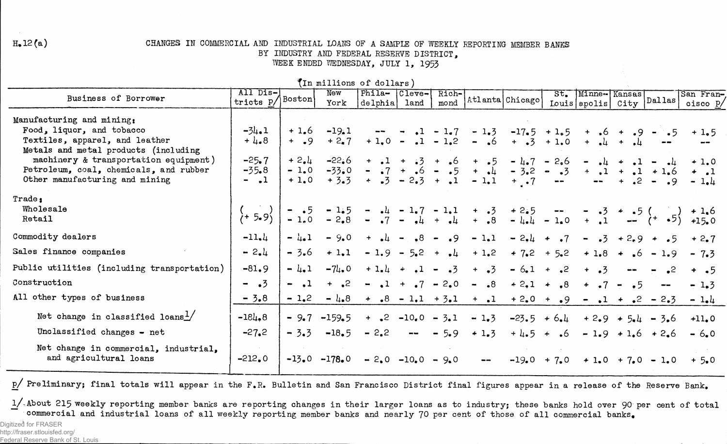H.12(a)

# CHANGES IN COMMERCIAL AND INDUSTRIAL LOANS OF A SAMPLE OF WEEKLY REPORTING MEMBER BANKS BY INDUSTRY AND FEDERAL RESERVE DISTRICT, WEEK ENDED WEDNESDAY, JULY 1, 1953

(In millions of dollars)

| Business of Borrower | All Districts p/ | Boston | New York | Philadelphia | Cleveland | Richmond | Atlanta | Chicago | St. Louis | Minneapolis | Kansas City | Dallas | San Francisco p/ |
|---|---|---|---|---|---|---|---|---|---|---|---|---|---|
| Manufacturing and mining: | | | | | | | | | | | | | |
| Food, liquor, and tobacco | -34.1 | + 1.6 | -19.1 | -- | - .1 | - 1.7 | - 1.3 | -17.5 | + 1.5 | + .6 | + .9 | - .5 | + 1.5 |
| Textiles, apparel, and leather | + 4.8 | + .9 | + 2.7 | + 1.0 | - .1 | - 1.2 | - .6 | + .3 | + 1.0 | + .4 | + .4 | -- | -- |
| Metals and metal products (including machinery & transportation equipment) | -25.7 | + 2.4 | -22.6 | + .1 | + .3 | + .6 | + .5 | - 4.7 | - 2.6 | - .4 | + .1 | - .4 | + 1.0 |
| Petroleum, coal, chemicals, and rubber | -35.8 | - 1.0 | -33.0 | - .7 | + .6 | - .5 | + .4 | - 3.2 | - .3 | + .1 | + .1 | + 1.6 | + .1 |
| Other manufacturing and mining | - .1 | + 1.0 | + 3.3 | + .3 | - 2.3 | + .1 | - 1.1 | + .7 | -- | -- | + .2 | - .9 | - 1.4 |
| Trade: | | | | | | | | | | | | | |
| Wholesale | (+ 5.9) | - .5 | - 1.5 | - .4 | - 1.7 | - 1.1 | + .3 | + 2.5 | -- | - .3 | + .5 | (+ .5) | + 1.6 |
| Retail | | - 1.0 | - 2.8 | - .7 | - .4 | + .4 | + .8 | - 4.4 | - 1.0 | + .1 | -- | | +15.0 |
| Commodity dealers | -11.4 | - 4.1 | - 9.0 | + .4 | - .8 | - .9 | - 1.1 | - 2.4 | + .7 | - .3 | + 2.9 | + .5 | + 2.7 |
| Sales finance companies | - 2.4 | - 3.6 | + 1.1 | - 1.9 | - 5.2 | + .4 | + 1.2 | + 7.2 | + 5.2 | + 1.8 | + .6 | - 1.9 | - 7.3 |
| Public utilities (including transportation) | -81.9 | - 4.1 | -74.0 | + 1.4 | + .1 | - .3 | + .3 | - 6.1 | + .2 | + .3 | -- | - .2 | + .5 |
| Construction | - .3 | - .1 | + .2 | - .1 | + .7 | - 2.0 | - .8 | + 2.1 | + .8 | + .7 | - .5 | -- | - 1.3 |
| All other types of business | - 3.8 | - 1.2 | - 4.8 | + .8 | - 1.1 | + 3.1 | + .1 | + 2.0 | + .9 | - .1 | + .2 | - 2.3 | - 1.4 |
| Net change in classified loans 1/ | -184.8 | - 9.7 | -159.5 | + .2 | -10.0 | - 3.1 | - 1.3 | -23.5 | + 6.4 | + 2.9 | + 5.4 | - 3.6 | +11.0 |
| Unclassified changes - net | -27.2 | - 3.3 | -18.5 | - 2.2 | -- | - 5.9 | + 1.3 | + 4.5 | + .6 | - 1.9 | + 1.6 | + 2.6 | - 6.0 |
| Net change in commercial, industrial, and agricultural loans | -212.0 | -13.0 | -178.0 | - 2.0 | -10.0 | - 9.0 | -- | -19.0 | + 7.0 | + 1.0 | + 7.0 | - 1.0 | + 5.0 |

p/ Preliminary; final totals will appear in the F.R. Bulletin and San Francisco District final figures appear in a release of the Reserve Bank.

1/ About 215 weekly reporting member banks are reporting changes in their larger loans as to industry; these banks hold over 90 per cent of total commercial and industrial loans of all weekly reporting member banks and nearly 70 per cent of those of all commercial banks.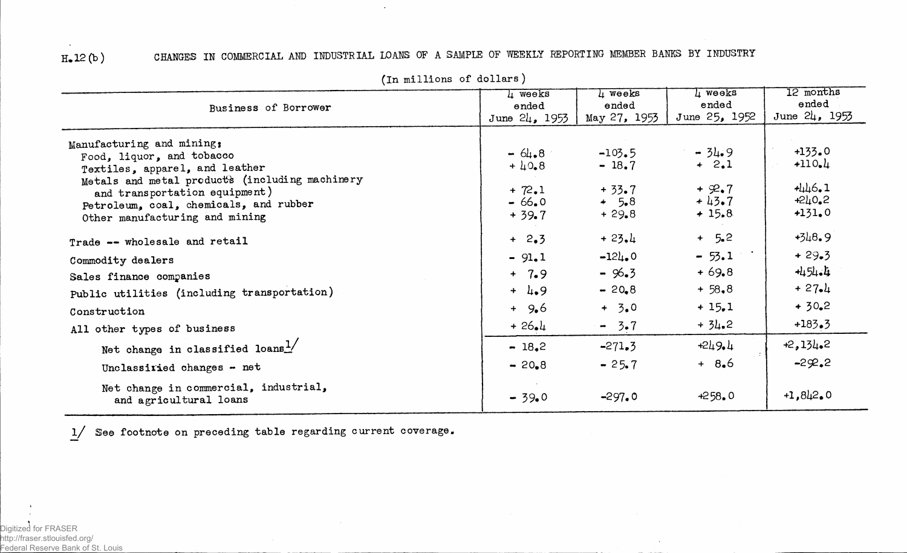H.12(b) CHANGES IN COMMERCIAL AND INDUSTRIAL LOANS OF A SAMPLE OF WEEKLY REPORTING MEMBER BANKS BY INDUSTRY

(In millions of dollars)

| Business of Borrower | 4 weeks ended June 24, 1953 | 4 weeks ended May 27, 1953 | 4 weeks ended June 25, 1952 | 12 months ended June 24, 1953 |
|---|---|---|---|---|
| Manufacturing and mining: | | | | |
| Food, liquor, and tobacco | - 64.8 | -103.5 | - 34.9 | +133.0 |
| Textiles, apparel, and leather | + 40.8 | - 18.7 | + 2.1 | +110.4 |
| Metals and metal products (including machinery and transportation equipment) | + 72.1 | + 33.7 | + 92.7 | +446.1 |
| Petroleum, coal, chemicals, and rubber | - 66.0 | + 5.8 | + 43.7 | +240.2 |
| Other manufacturing and mining | + 39.7 | + 29.8 | + 15.8 | +131.0 |
| Trade -- wholesale and retail | + 2.3 | + 23.4 | + 5.2 | +348.9 |
| Commodity dealers | - 91.1 | -124.0 | - 53.1 | + 29.3 |
| Sales finance companies | + 7.9 | - 96.3 | + 69.8 | +454.4 |
| Public utilities (including transportation) | + 4.9 | - 20.8 | + 58.8 | + 27.4 |
| Construction | + 9.6 | + 3.0 | + 15.1 | + 30.2 |
| All other types of business | + 26.4 | - 3.7 | + 34.2 | +183.3 |
| Net change in classified loans[1] | - 18.2 | -271.3 | +249.4 | +2,134.2 |
| Unclassified changes - net | - 20.8 | - 25.7 | + 8.6 | -292.2 |
| Net change in commercial, industrial, and agricultural loans | - 39.0 | -297.0 | +258.0 | +1,842.0 |

1/ See footnote on preceding table regarding current coverage.